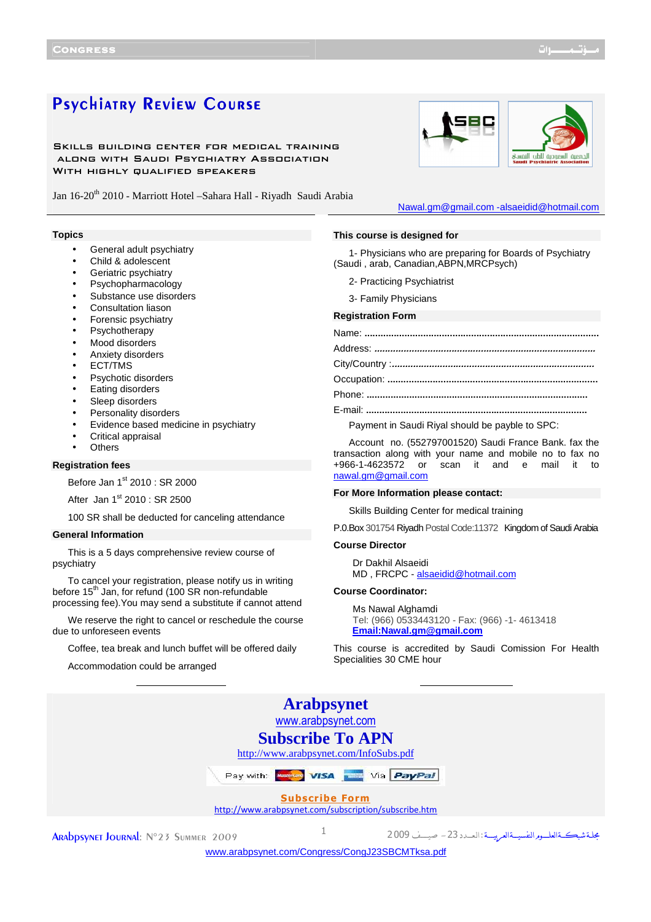# Psychiatry Review Course

Skills building center for medical training
along with Saudi Psychiatry Association
With highly qualified speakers

Jan 16-20th 2010 - Marriott Hotel –Sahara Hall - Riyadh Saudi Arabia

Nawal.gm@gmail.com -alsaeidid@hotmail.com

## Topics

- General adult psychiatry
- Child & adolescent
- Geriatric psychiatry
- Psychopharmacology
- Substance use disorders
- Consultation liason
- Forensic psychiatry
- Psychotherapy
- Mood disorders
- Anxiety disorders
- ECT/TMS
- Psychotic disorders
- Eating disorders
- Sleep disorders
- Personality disorders
- Evidence based medicine in psychiatry
- Critical appraisal
- Others

## Registration fees

Before Jan 1st 2010 : SR 2000

After Jan 1st 2010 : SR 2500

100 SR shall be deducted for canceling attendance

## General Information

This is a 5 days comprehensive review course of psychiatry

To cancel your registration, please notify us in writing before 15th Jan, for refund (100 SR non-refundable processing fee).You may send a substitute if cannot attend

We reserve the right to cancel or reschedule the course due to unforeseen events

Coffee, tea break and lunch buffet will be offered daily

Accommodation could be arranged

## This course is designed for

1- Physicians who are preparing for Boards of Psychiatry (Saudi , arab, Canadian,ABPN,MRCPsych)

2- Practicing Psychiatrist

3- Family Physicians

## Registration Form

Name: ........................................................................................

Address: ...................................................................................

City/Country :...........................................................................

Occupation: .............................................................................

Phone: ......................................................................................

E-mail: .....................................................................................

Payment in Saudi Riyal should be payble to SPC:

Account no. (552797001520) Saudi France Bank. fax the transaction along with your name and mobile no to fax no +966-1-4623572 or scan it and e mail it to nawal.gm@gmail.com

## For More Information please contact:

Skills Building Center for medical training

P.O.Box 301754 Riyadh Postal Code:11372 Kingdom of Saudi Arabia

**Course Director**

Dr Dakhil Alsaeidi
MD , FRCPC - alsaeidid@hotmail.com

**Course Coordinator:**

Ms Nawal Alghamdi
Tel: (966) 0533443120 - Fax: (966) -1- 4613418
**Email:Nawal.gm@gmail.com**

This course is accredited by Saudi Comission For Health Specialities 30 CME hour

---

**Arabpsynet**
www.arabpsynet.com

**Subscribe To APN**
http://www.arabpsynet.com/InfoSubs.pdf

Pay with: MasterCard VISA Via PayPal

**Subscribe Form**
http://www.arabpsynet.com/subscription/subscribe.htm

www.arabpsynet.com/Congress/CongJ23SBCMTksa.pdf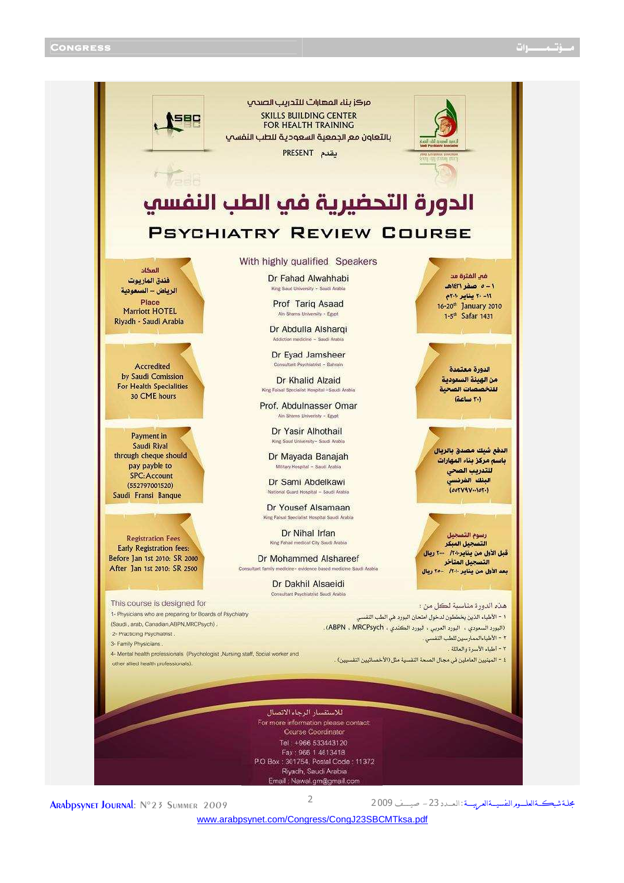مركز بناء المهارات للتدريب الصحي

SKILLS BUILDING CENTER
FOR HEALTH TRAINING

بالتعاون مع الجمعية السعودية للطب النفسي

PRESENT يقدم

# الدورة التحضيرية في الطب النفسي

# PSYCHIATRY REVIEW COURSE

**المكان**
**فندق الماريوت**
**الرياض – السعودية**

**Place**
Marriott HOTEL
Riyadh - Saudi Arabia

**في الفترة من**
**١ – ٥ صفر ١٤٣١هـ**
**١٦ – ٢٠ يناير ٢٠١٠م**

16-20th January 2010
1-5th Safar 1431

Accredited
by Saudi Comission
For Health Specialities
30 CME hours

**الدورة معتمدة**
**من الهيئة السعودية**
**للتخصصات الصحية**
**(٣٠ ساعة)**

Payment in
Saudi Riyal
through cheque should
pay payable to
SPC:Account
(552797001520)
Saudi Fransi Banque

**الدفع شيك مصدق بالريال**
**باسم مركز بناء المهارات**
**للتدريب الصحي**
**البنك الفرنسي**
**(٥٥٢٧٩٧٠٠١٥٢٠)**

Registration Fees
Early Registration fees:
Before Jan 1st 2010: SR 2000
After Jan 1st 2010: SR 2500

**رسوم التسجيل**
**التسجيل المبكر**
**قبل الأول من يناير ٢٠١٠م ٢٠٠٠ ريال**
**التسجيل المتأخر**
**بعد الأول من يناير ٢٠١٠م ٢٥٠٠ ريال**

## With highly qualified Speakers

Dr Fahad Alwahhabi
King Saud University - Saudi Arabia

Prof Tariq Asaad
Ain Shams University - Egypt

Dr Abdulla Alsharqi
Addiction medicine – Saudi Arabia

Dr Eyad Jamsheer
Consultant Psychiatrist – Bahrain

Dr Khalid Alzaid
King Faisal Specialist Hospital –Saudi Arabia

Prof. Abdulnasser Omar
Ain Shams University - Egypt

Dr Yasir Alhothail
King Saud University– Saudi Arabia

Dr Mayada Banajah
Military Hospital – Saudi Arabia

Dr Sami Abdelkawi
National Guard Hospital – Saudi Arabia

Dr Yousef Alsamaan
King Faisal Specialist Hospital Saudi Arabia

Dr Nihal Irfan
King Fahad medical City Saudi Arabia

Dr Mohammed Alshareef
Consultant family medicine- evidence based medicine Saudi Arabia

Dr Dakhil Alsaeidi
Consultant Psychiatrist Saudi Arabia

This course is designed for

1- Physicians who are preparing for Boards of Psychiatry (Saudi , arab, Canadian,ABPN,MRCPsych) .
2- Practicing Psychiatrist .
3- Family Physicians .
4- Mental health professionals (Psychologist ,Nursing staff, Social worker and other allied health professionals).

هذه الدورة مناسبة لكل من :

١ - الأطباء الذين يخططون لدخول امتحان البورد في الطب النفسي (البورد السعودي ، البورد العربي ، البورد الكندي ، MRCPsych ، ABPN) .
٢ - الأطباء الممارسين للطب النفسي .
٣ - أطباء الأسرة والعائلة .
٤ - المهنيين العاملين في مجال الصحة النفسية مثل (الأخصائيين النفسيين) .

للاستفسار الرجاء الاتصال

For more information please contact:
Course Coordinator
Tel : +966 533443120
Fax : 966 1 4613418
P.O Box : 301754, Postal Code : 11372
Riyadh, Saudi Arabia
Email : Nawal.gm@gmail.com

www.arabpsynet.com/Congress/CongJ23SBCMTksa.pdf